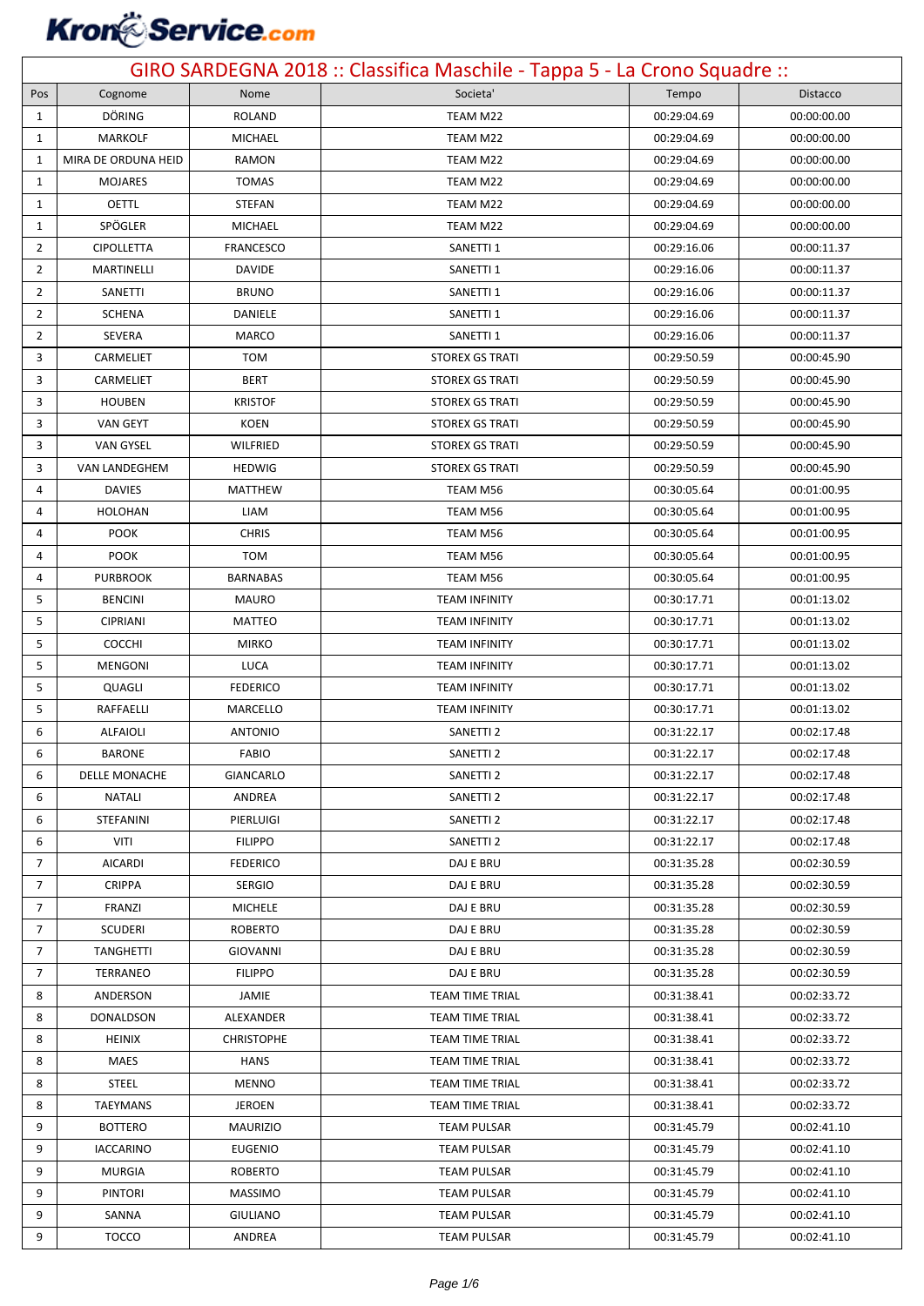# GIRO SARDEGNA 2018 :: Classifica Maschile - Tappa 5 - La Crono Squadre ::

| Pos | Cognome | Nome | Societa' | Tempo | Distacco |
|---|---|---|---|---|---|
| 1 | DÖRING | ROLAND | TEAM M22 | 00:29:04.69 | 00:00:00.00 |
| 1 | MARKOLF | MICHAEL | TEAM M22 | 00:29:04.69 | 00:00:00.00 |
| 1 | MIRA DE ORDUNA HEID | RAMON | TEAM M22 | 00:29:04.69 | 00:00:00.00 |
| 1 | MOJARES | TOMAS | TEAM M22 | 00:29:04.69 | 00:00:00.00 |
| 1 | OETTL | STEFAN | TEAM M22 | 00:29:04.69 | 00:00:00.00 |
| 1 | SPÖGLER | MICHAEL | TEAM M22 | 00:29:04.69 | 00:00:00.00 |
| 2 | CIPOLLETTA | FRANCESCO | SANETTI 1 | 00:29:16.06 | 00:00:11.37 |
| 2 | MARTINELLI | DAVIDE | SANETTI 1 | 00:29:16.06 | 00:00:11.37 |
| 2 | SANETTI | BRUNO | SANETTI 1 | 00:29:16.06 | 00:00:11.37 |
| 2 | SCHENA | DANIELE | SANETTI 1 | 00:29:16.06 | 00:00:11.37 |
| 2 | SEVERA | MARCO | SANETTI 1 | 00:29:16.06 | 00:00:11.37 |
| 3 | CARMELIET | TOM | STOREX GS TRATI | 00:29:50.59 | 00:00:45.90 |
| 3 | CARMELIET | BERT | STOREX GS TRATI | 00:29:50.59 | 00:00:45.90 |
| 3 | HOUBEN | KRISTOF | STOREX GS TRATI | 00:29:50.59 | 00:00:45.90 |
| 3 | VAN GEYT | KOEN | STOREX GS TRATI | 00:29:50.59 | 00:00:45.90 |
| 3 | VAN GYSEL | WILFRIED | STOREX GS TRATI | 00:29:50.59 | 00:00:45.90 |
| 3 | VAN LANDEGHEM | HEDWIG | STOREX GS TRATI | 00:29:50.59 | 00:00:45.90 |
| 4 | DAVIES | MATTHEW | TEAM M56 | 00:30:05.64 | 00:01:00.95 |
| 4 | HOLOHAN | LIAM | TEAM M56 | 00:30:05.64 | 00:01:00.95 |
| 4 | POOK | CHRIS | TEAM M56 | 00:30:05.64 | 00:01:00.95 |
| 4 | POOK | TOM | TEAM M56 | 00:30:05.64 | 00:01:00.95 |
| 4 | PURBROOK | BARNABAS | TEAM M56 | 00:30:05.64 | 00:01:00.95 |
| 5 | BENCINI | MAURO | TEAM INFINITY | 00:30:17.71 | 00:01:13.02 |
| 5 | CIPRIANI | MATTEO | TEAM INFINITY | 00:30:17.71 | 00:01:13.02 |
| 5 | COCCHI | MIRKO | TEAM INFINITY | 00:30:17.71 | 00:01:13.02 |
| 5 | MENGONI | LUCA | TEAM INFINITY | 00:30:17.71 | 00:01:13.02 |
| 5 | QUAGLI | FEDERICO | TEAM INFINITY | 00:30:17.71 | 00:01:13.02 |
| 5 | RAFFAELLI | MARCELLO | TEAM INFINITY | 00:30:17.71 | 00:01:13.02 |
| 6 | ALFAIOLI | ANTONIO | SANETTI 2 | 00:31:22.17 | 00:02:17.48 |
| 6 | BARONE | FABIO | SANETTI 2 | 00:31:22.17 | 00:02:17.48 |
| 6 | DELLE MONACHE | GIANCARLO | SANETTI 2 | 00:31:22.17 | 00:02:17.48 |
| 6 | NATALI | ANDREA | SANETTI 2 | 00:31:22.17 | 00:02:17.48 |
| 6 | STEFANINI | PIERLUIGI | SANETTI 2 | 00:31:22.17 | 00:02:17.48 |
| 6 | VITI | FILIPPO | SANETTI 2 | 00:31:22.17 | 00:02:17.48 |
| 7 | AICARDI | FEDERICO | DAJ E BRU | 00:31:35.28 | 00:02:30.59 |
| 7 | CRIPPA | SERGIO | DAJ E BRU | 00:31:35.28 | 00:02:30.59 |
| 7 | FRANZI | MICHELE | DAJ E BRU | 00:31:35.28 | 00:02:30.59 |
| 7 | SCUDERI | ROBERTO | DAJ E BRU | 00:31:35.28 | 00:02:30.59 |
| 7 | TANGHETTI | GIOVANNI | DAJ E BRU | 00:31:35.28 | 00:02:30.59 |
| 7 | TERRANEO | FILIPPO | DAJ E BRU | 00:31:35.28 | 00:02:30.59 |
| 8 | ANDERSON | JAMIE | TEAM TIME TRIAL | 00:31:38.41 | 00:02:33.72 |
| 8 | DONALDSON | ALEXANDER | TEAM TIME TRIAL | 00:31:38.41 | 00:02:33.72 |
| 8 | HEINIX | CHRISTOPHE | TEAM TIME TRIAL | 00:31:38.41 | 00:02:33.72 |
| 8 | MAES | HANS | TEAM TIME TRIAL | 00:31:38.41 | 00:02:33.72 |
| 8 | STEEL | MENNO | TEAM TIME TRIAL | 00:31:38.41 | 00:02:33.72 |
| 8 | TAEYMANS | JEROEN | TEAM TIME TRIAL | 00:31:38.41 | 00:02:33.72 |
| 9 | BOTTERO | MAURIZIO | TEAM PULSAR | 00:31:45.79 | 00:02:41.10 |
| 9 | IACCARINO | EUGENIO | TEAM PULSAR | 00:31:45.79 | 00:02:41.10 |
| 9 | MURGIA | ROBERTO | TEAM PULSAR | 00:31:45.79 | 00:02:41.10 |
| 9 | PINTORI | MASSIMO | TEAM PULSAR | 00:31:45.79 | 00:02:41.10 |
| 9 | SANNA | GIULIANO | TEAM PULSAR | 00:31:45.79 | 00:02:41.10 |
| 9 | TOCCO | ANDREA | TEAM PULSAR | 00:31:45.79 | 00:02:41.10 |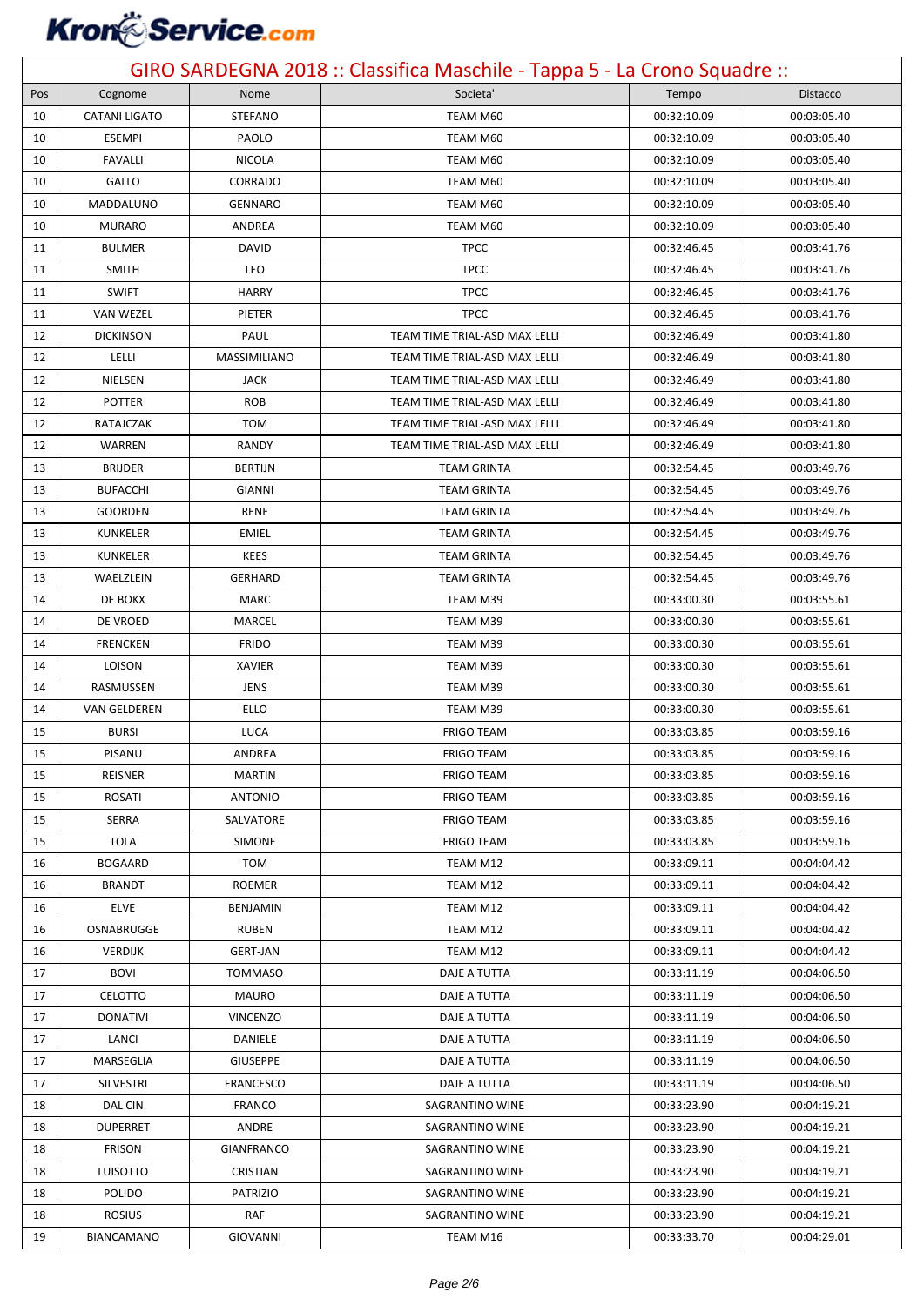## GIRO SARDEGNA 2018 :: Classifica Maschile - Tappa 5 - La Crono Squadre ::

| Pos | Cognome | Nome | Societa' | Tempo | Distacco |
|---|---|---|---|---|---|
| 10 | CATANI LIGATO | STEFANO | TEAM M60 | 00:32:10.09 | 00:03:05.40 |
| 10 | ESEMPI | PAOLO | TEAM M60 | 00:32:10.09 | 00:03:05.40 |
| 10 | FAVALLI | NICOLA | TEAM M60 | 00:32:10.09 | 00:03:05.40 |
| 10 | GALLO | CORRADO | TEAM M60 | 00:32:10.09 | 00:03:05.40 |
| 10 | MADDALUNO | GENNARO | TEAM M60 | 00:32:10.09 | 00:03:05.40 |
| 10 | MURARO | ANDREA | TEAM M60 | 00:32:10.09 | 00:03:05.40 |
| 11 | BULMER | DAVID | TPCC | 00:32:46.45 | 00:03:41.76 |
| 11 | SMITH | LEO | TPCC | 00:32:46.45 | 00:03:41.76 |
| 11 | SWIFT | HARRY | TPCC | 00:32:46.45 | 00:03:41.76 |
| 11 | VAN WEZEL | PIETER | TPCC | 00:32:46.45 | 00:03:41.76 |
| 12 | DICKINSON | PAUL | TEAM TIME TRIAL-ASD MAX LELLI | 00:32:46.49 | 00:03:41.80 |
| 12 | LELLI | MASSIMILIANO | TEAM TIME TRIAL-ASD MAX LELLI | 00:32:46.49 | 00:03:41.80 |
| 12 | NIELSEN | JACK | TEAM TIME TRIAL-ASD MAX LELLI | 00:32:46.49 | 00:03:41.80 |
| 12 | POTTER | ROB | TEAM TIME TRIAL-ASD MAX LELLI | 00:32:46.49 | 00:03:41.80 |
| 12 | RATAJCZAK | TOM | TEAM TIME TRIAL-ASD MAX LELLI | 00:32:46.49 | 00:03:41.80 |
| 12 | WARREN | RANDY | TEAM TIME TRIAL-ASD MAX LELLI | 00:32:46.49 | 00:03:41.80 |
| 13 | BRIJDER | BERTIJN | TEAM GRINTA | 00:32:54.45 | 00:03:49.76 |
| 13 | BUFACCHI | GIANNI | TEAM GRINTA | 00:32:54.45 | 00:03:49.76 |
| 13 | GOORDEN | RENE | TEAM GRINTA | 00:32:54.45 | 00:03:49.76 |
| 13 | KUNKELER | EMIEL | TEAM GRINTA | 00:32:54.45 | 00:03:49.76 |
| 13 | KUNKELER | KEES | TEAM GRINTA | 00:32:54.45 | 00:03:49.76 |
| 13 | WAELZLEIN | GERHARD | TEAM GRINTA | 00:32:54.45 | 00:03:49.76 |
| 14 | DE BOKX | MARC | TEAM M39 | 00:33:00.30 | 00:03:55.61 |
| 14 | DE VROED | MARCEL | TEAM M39 | 00:33:00.30 | 00:03:55.61 |
| 14 | FRENCKEN | FRIDO | TEAM M39 | 00:33:00.30 | 00:03:55.61 |
| 14 | LOISON | XAVIER | TEAM M39 | 00:33:00.30 | 00:03:55.61 |
| 14 | RASMUSSEN | JENS | TEAM M39 | 00:33:00.30 | 00:03:55.61 |
| 14 | VAN GELDEREN | ELLO | TEAM M39 | 00:33:00.30 | 00:03:55.61 |
| 15 | BURSI | LUCA | FRIGO TEAM | 00:33:03.85 | 00:03:59.16 |
| 15 | PISANU | ANDREA | FRIGO TEAM | 00:33:03.85 | 00:03:59.16 |
| 15 | REISNER | MARTIN | FRIGO TEAM | 00:33:03.85 | 00:03:59.16 |
| 15 | ROSATI | ANTONIO | FRIGO TEAM | 00:33:03.85 | 00:03:59.16 |
| 15 | SERRA | SALVATORE | FRIGO TEAM | 00:33:03.85 | 00:03:59.16 |
| 15 | TOLA | SIMONE | FRIGO TEAM | 00:33:03.85 | 00:03:59.16 |
| 16 | BOGAARD | TOM | TEAM M12 | 00:33:09.11 | 00:04:04.42 |
| 16 | BRANDT | ROEMER | TEAM M12 | 00:33:09.11 | 00:04:04.42 |
| 16 | ELVE | BENJAMIN | TEAM M12 | 00:33:09.11 | 00:04:04.42 |
| 16 | OSNABRUGGE | RUBEN | TEAM M12 | 00:33:09.11 | 00:04:04.42 |
| 16 | VERDIJK | GERT-JAN | TEAM M12 | 00:33:09.11 | 00:04:04.42 |
| 17 | BOVI | TOMMASO | DAJE A TUTTA | 00:33:11.19 | 00:04:06.50 |
| 17 | CELOTTO | MAURO | DAJE A TUTTA | 00:33:11.19 | 00:04:06.50 |
| 17 | DONATIVI | VINCENZO | DAJE A TUTTA | 00:33:11.19 | 00:04:06.50 |
| 17 | LANCI | DANIELE | DAJE A TUTTA | 00:33:11.19 | 00:04:06.50 |
| 17 | MARSEGLIA | GIUSEPPE | DAJE A TUTTA | 00:33:11.19 | 00:04:06.50 |
| 17 | SILVESTRI | FRANCESCO | DAJE A TUTTA | 00:33:11.19 | 00:04:06.50 |
| 18 | DAL CIN | FRANCO | SAGRANTINO WINE | 00:33:23.90 | 00:04:19.21 |
| 18 | DUPERRET | ANDRE | SAGRANTINO WINE | 00:33:23.90 | 00:04:19.21 |
| 18 | FRISON | GIANFRANCO | SAGRANTINO WINE | 00:33:23.90 | 00:04:19.21 |
| 18 | LUISOTTO | CRISTIAN | SAGRANTINO WINE | 00:33:23.90 | 00:04:19.21 |
| 18 | POLIDO | PATRIZIO | SAGRANTINO WINE | 00:33:23.90 | 00:04:19.21 |
| 18 | ROSIUS | RAF | SAGRANTINO WINE | 00:33:23.90 | 00:04:19.21 |
| 19 | BIANCAMANO | GIOVANNI | TEAM M16 | 00:33:33.70 | 00:04:29.01 |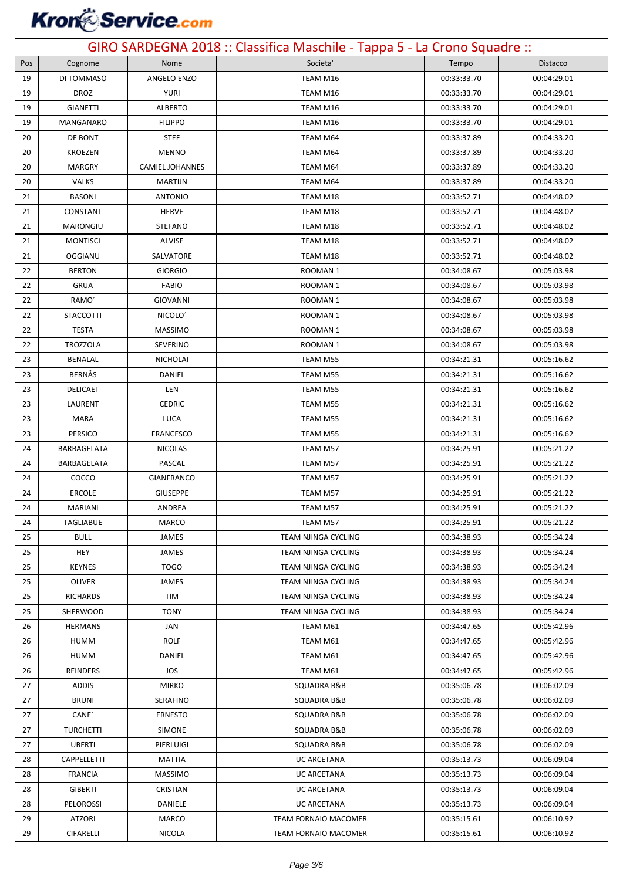# GIRO SARDEGNA 2018 :: Classifica Maschile - Tappa 5 - La Crono Squadre ::

| Pos | Cognome | Nome | Societa' | Tempo | Distacco |
|---|---|---|---|---|---|
| 19 | DI TOMMASO | ANGELO ENZO | TEAM M16 | 00:33:33.70 | 00:04:29.01 |
| 19 | DROZ | YURI | TEAM M16 | 00:33:33.70 | 00:04:29.01 |
| 19 | GIANETTI | ALBERTO | TEAM M16 | 00:33:33.70 | 00:04:29.01 |
| 19 | MANGANARO | FILIPPO | TEAM M16 | 00:33:33.70 | 00:04:29.01 |
| 20 | DE BONT | STEF | TEAM M64 | 00:33:37.89 | 00:04:33.20 |
| 20 | KROEZEN | MENNO | TEAM M64 | 00:33:37.89 | 00:04:33.20 |
| 20 | MARGRY | CAMIEL JOHANNES | TEAM M64 | 00:33:37.89 | 00:04:33.20 |
| 20 | VALKS | MARTIJN | TEAM M64 | 00:33:37.89 | 00:04:33.20 |
| 21 | BASONI | ANTONIO | TEAM M18 | 00:33:52.71 | 00:04:48.02 |
| 21 | CONSTANT | HERVE | TEAM M18 | 00:33:52.71 | 00:04:48.02 |
| 21 | MARONGIU | STEFANO | TEAM M18 | 00:33:52.71 | 00:04:48.02 |
| 21 | MONTISCI | ALVISE | TEAM M18 | 00:33:52.71 | 00:04:48.02 |
| 21 | OGGIANU | SALVATORE | TEAM M18 | 00:33:52.71 | 00:04:48.02 |
| 22 | BERTON | GIORGIO | ROOMAN 1 | 00:34:08.67 | 00:05:03.98 |
| 22 | GRUA | FABIO | ROOMAN 1 | 00:34:08.67 | 00:05:03.98 |
| 22 | RAMO´ | GIOVANNI | ROOMAN 1 | 00:34:08.67 | 00:05:03.98 |
| 22 | STACCOTTI | NICOLO´ | ROOMAN 1 | 00:34:08.67 | 00:05:03.98 |
| 22 | TESTA | MASSIMO | ROOMAN 1 | 00:34:08.67 | 00:05:03.98 |
| 22 | TROZZOLA | SEVERINO | ROOMAN 1 | 00:34:08.67 | 00:05:03.98 |
| 23 | BENALAL | NICHOLAI | TEAM M55 | 00:34:21.31 | 00:05:16.62 |
| 23 | BERNÅS | DANIEL | TEAM M55 | 00:34:21.31 | 00:05:16.62 |
| 23 | DELICAET | LEN | TEAM M55 | 00:34:21.31 | 00:05:16.62 |
| 23 | LAURENT | CEDRIC | TEAM M55 | 00:34:21.31 | 00:05:16.62 |
| 23 | MARA | LUCA | TEAM M55 | 00:34:21.31 | 00:05:16.62 |
| 23 | PERSICO | FRANCESCO | TEAM M55 | 00:34:21.31 | 00:05:16.62 |
| 24 | BARBAGELATA | NICOLAS | TEAM M57 | 00:34:25.91 | 00:05:21.22 |
| 24 | BARBAGELATA | PASCAL | TEAM M57 | 00:34:25.91 | 00:05:21.22 |
| 24 | COCCO | GIANFRANCO | TEAM M57 | 00:34:25.91 | 00:05:21.22 |
| 24 | ERCOLE | GIUSEPPE | TEAM M57 | 00:34:25.91 | 00:05:21.22 |
| 24 | MARIANI | ANDREA | TEAM M57 | 00:34:25.91 | 00:05:21.22 |
| 24 | TAGLIABUE | MARCO | TEAM M57 | 00:34:25.91 | 00:05:21.22 |
| 25 | BULL | JAMES | TEAM NJINGA CYCLING | 00:34:38.93 | 00:05:34.24 |
| 25 | HEY | JAMES | TEAM NJINGA CYCLING | 00:34:38.93 | 00:05:34.24 |
| 25 | KEYNES | TOGO | TEAM NJINGA CYCLING | 00:34:38.93 | 00:05:34.24 |
| 25 | OLIVER | JAMES | TEAM NJINGA CYCLING | 00:34:38.93 | 00:05:34.24 |
| 25 | RICHARDS | TIM | TEAM NJINGA CYCLING | 00:34:38.93 | 00:05:34.24 |
| 25 | SHERWOOD | TONY | TEAM NJINGA CYCLING | 00:34:38.93 | 00:05:34.24 |
| 26 | HERMANS | JAN | TEAM M61 | 00:34:47.65 | 00:05:42.96 |
| 26 | HUMM | ROLF | TEAM M61 | 00:34:47.65 | 00:05:42.96 |
| 26 | HUMM | DANIEL | TEAM M61 | 00:34:47.65 | 00:05:42.96 |
| 26 | REINDERS | JOS | TEAM M61 | 00:34:47.65 | 00:05:42.96 |
| 27 | ADDIS | MIRKO | SQUADRA B&B | 00:35:06.78 | 00:06:02.09 |
| 27 | BRUNI | SERAFINO | SQUADRA B&B | 00:35:06.78 | 00:06:02.09 |
| 27 | CANE´ | ERNESTO | SQUADRA B&B | 00:35:06.78 | 00:06:02.09 |
| 27 | TURCHETTI | SIMONE | SQUADRA B&B | 00:35:06.78 | 00:06:02.09 |
| 27 | UBERTI | PIERLUIGI | SQUADRA B&B | 00:35:06.78 | 00:06:02.09 |
| 28 | CAPPELLETTI | MATTIA | UC ARCETANA | 00:35:13.73 | 00:06:09.04 |
| 28 | FRANCIA | MASSIMO | UC ARCETANA | 00:35:13.73 | 00:06:09.04 |
| 28 | GIBERTI | CRISTIAN | UC ARCETANA | 00:35:13.73 | 00:06:09.04 |
| 28 | PELOROSSI | DANIELE | UC ARCETANA | 00:35:13.73 | 00:06:09.04 |
| 29 | ATZORI | MARCO | TEAM FORNAIO MACOMER | 00:35:15.61 | 00:06:10.92 |
| 29 | CIFARELLI | NICOLA | TEAM FORNAIO MACOMER | 00:35:15.61 | 00:06:10.92 |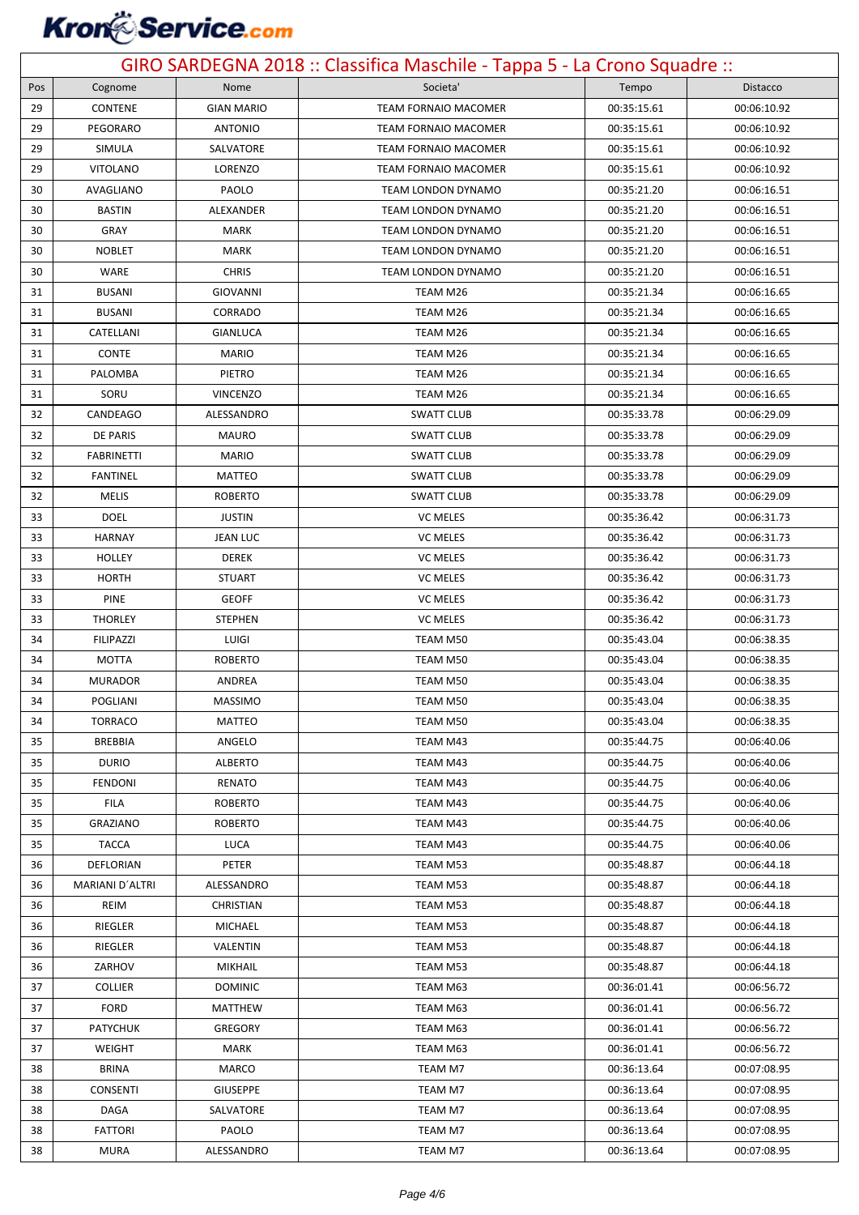# GIRO SARDEGNA 2018 :: Classifica Maschile - Tappa 5 - La Crono Squadre ::

| Pos | Cognome | Nome | Societa' | Tempo | Distacco |
|---|---|---|---|---|---|
| 29 | CONTENE | GIAN MARIO | TEAM FORNAIO MACOMER | 00:35:15.61 | 00:06:10.92 |
| 29 | PEGORARO | ANTONIO | TEAM FORNAIO MACOMER | 00:35:15.61 | 00:06:10.92 |
| 29 | SIMULA | SALVATORE | TEAM FORNAIO MACOMER | 00:35:15.61 | 00:06:10.92 |
| 29 | VITOLANO | LORENZO | TEAM FORNAIO MACOMER | 00:35:15.61 | 00:06:10.92 |
| 30 | AVAGLIANO | PAOLO | TEAM LONDON DYNAMO | 00:35:21.20 | 00:06:16.51 |
| 30 | BASTIN | ALEXANDER | TEAM LONDON DYNAMO | 00:35:21.20 | 00:06:16.51 |
| 30 | GRAY | MARK | TEAM LONDON DYNAMO | 00:35:21.20 | 00:06:16.51 |
| 30 | NOBLET | MARK | TEAM LONDON DYNAMO | 00:35:21.20 | 00:06:16.51 |
| 30 | WARE | CHRIS | TEAM LONDON DYNAMO | 00:35:21.20 | 00:06:16.51 |
| 31 | BUSANI | GIOVANNI | TEAM M26 | 00:35:21.34 | 00:06:16.65 |
| 31 | BUSANI | CORRADO | TEAM M26 | 00:35:21.34 | 00:06:16.65 |
| 31 | CATELLANI | GIANLUCA | TEAM M26 | 00:35:21.34 | 00:06:16.65 |
| 31 | CONTE | MARIO | TEAM M26 | 00:35:21.34 | 00:06:16.65 |
| 31 | PALOMBA | PIETRO | TEAM M26 | 00:35:21.34 | 00:06:16.65 |
| 31 | SORU | VINCENZO | TEAM M26 | 00:35:21.34 | 00:06:16.65 |
| 32 | CANDEAGO | ALESSANDRO | SWATT CLUB | 00:35:33.78 | 00:06:29.09 |
| 32 | DE PARIS | MAURO | SWATT CLUB | 00:35:33.78 | 00:06:29.09 |
| 32 | FABRINETTI | MARIO | SWATT CLUB | 00:35:33.78 | 00:06:29.09 |
| 32 | FANTINEL | MATTEO | SWATT CLUB | 00:35:33.78 | 00:06:29.09 |
| 32 | MELIS | ROBERTO | SWATT CLUB | 00:35:33.78 | 00:06:29.09 |
| 33 | DOEL | JUSTIN | VC MELES | 00:35:36.42 | 00:06:31.73 |
| 33 | HARNAY | JEAN LUC | VC MELES | 00:35:36.42 | 00:06:31.73 |
| 33 | HOLLEY | DEREK | VC MELES | 00:35:36.42 | 00:06:31.73 |
| 33 | HORTH | STUART | VC MELES | 00:35:36.42 | 00:06:31.73 |
| 33 | PINE | GEOFF | VC MELES | 00:35:36.42 | 00:06:31.73 |
| 33 | THORLEY | STEPHEN | VC MELES | 00:35:36.42 | 00:06:31.73 |
| 34 | FILIPAZZI | LUIGI | TEAM M50 | 00:35:43.04 | 00:06:38.35 |
| 34 | MOTTA | ROBERTO | TEAM M50 | 00:35:43.04 | 00:06:38.35 |
| 34 | MURADOR | ANDREA | TEAM M50 | 00:35:43.04 | 00:06:38.35 |
| 34 | POGLIANI | MASSIMO | TEAM M50 | 00:35:43.04 | 00:06:38.35 |
| 34 | TORRACO | MATTEO | TEAM M50 | 00:35:43.04 | 00:06:38.35 |
| 35 | BREBBIA | ANGELO | TEAM M43 | 00:35:44.75 | 00:06:40.06 |
| 35 | DURIO | ALBERTO | TEAM M43 | 00:35:44.75 | 00:06:40.06 |
| 35 | FENDONI | RENATO | TEAM M43 | 00:35:44.75 | 00:06:40.06 |
| 35 | FILA | ROBERTO | TEAM M43 | 00:35:44.75 | 00:06:40.06 |
| 35 | GRAZIANO | ROBERTO | TEAM M43 | 00:35:44.75 | 00:06:40.06 |
| 35 | TACCA | LUCA | TEAM M43 | 00:35:44.75 | 00:06:40.06 |
| 36 | DEFLORIAN | PETER | TEAM M53 | 00:35:48.87 | 00:06:44.18 |
| 36 | MARIANI D´ALTRI | ALESSANDRO | TEAM M53 | 00:35:48.87 | 00:06:44.18 |
| 36 | REIM | CHRISTIAN | TEAM M53 | 00:35:48.87 | 00:06:44.18 |
| 36 | RIEGLER | MICHAEL | TEAM M53 | 00:35:48.87 | 00:06:44.18 |
| 36 | RIEGLER | VALENTIN | TEAM M53 | 00:35:48.87 | 00:06:44.18 |
| 36 | ZARHOV | MIKHAIL | TEAM M53 | 00:35:48.87 | 00:06:44.18 |
| 37 | COLLIER | DOMINIC | TEAM M63 | 00:36:01.41 | 00:06:56.72 |
| 37 | FORD | MATTHEW | TEAM M63 | 00:36:01.41 | 00:06:56.72 |
| 37 | PATYCHUK | GREGORY | TEAM M63 | 00:36:01.41 | 00:06:56.72 |
| 37 | WEIGHT | MARK | TEAM M63 | 00:36:01.41 | 00:06:56.72 |
| 38 | BRINA | MARCO | TEAM M7 | 00:36:13.64 | 00:07:08.95 |
| 38 | CONSENTI | GIUSEPPE | TEAM M7 | 00:36:13.64 | 00:07:08.95 |
| 38 | DAGA | SALVATORE | TEAM M7 | 00:36:13.64 | 00:07:08.95 |
| 38 | FATTORI | PAOLO | TEAM M7 | 00:36:13.64 | 00:07:08.95 |
| 38 | MURA | ALESSANDRO | TEAM M7 | 00:36:13.64 | 00:07:08.95 |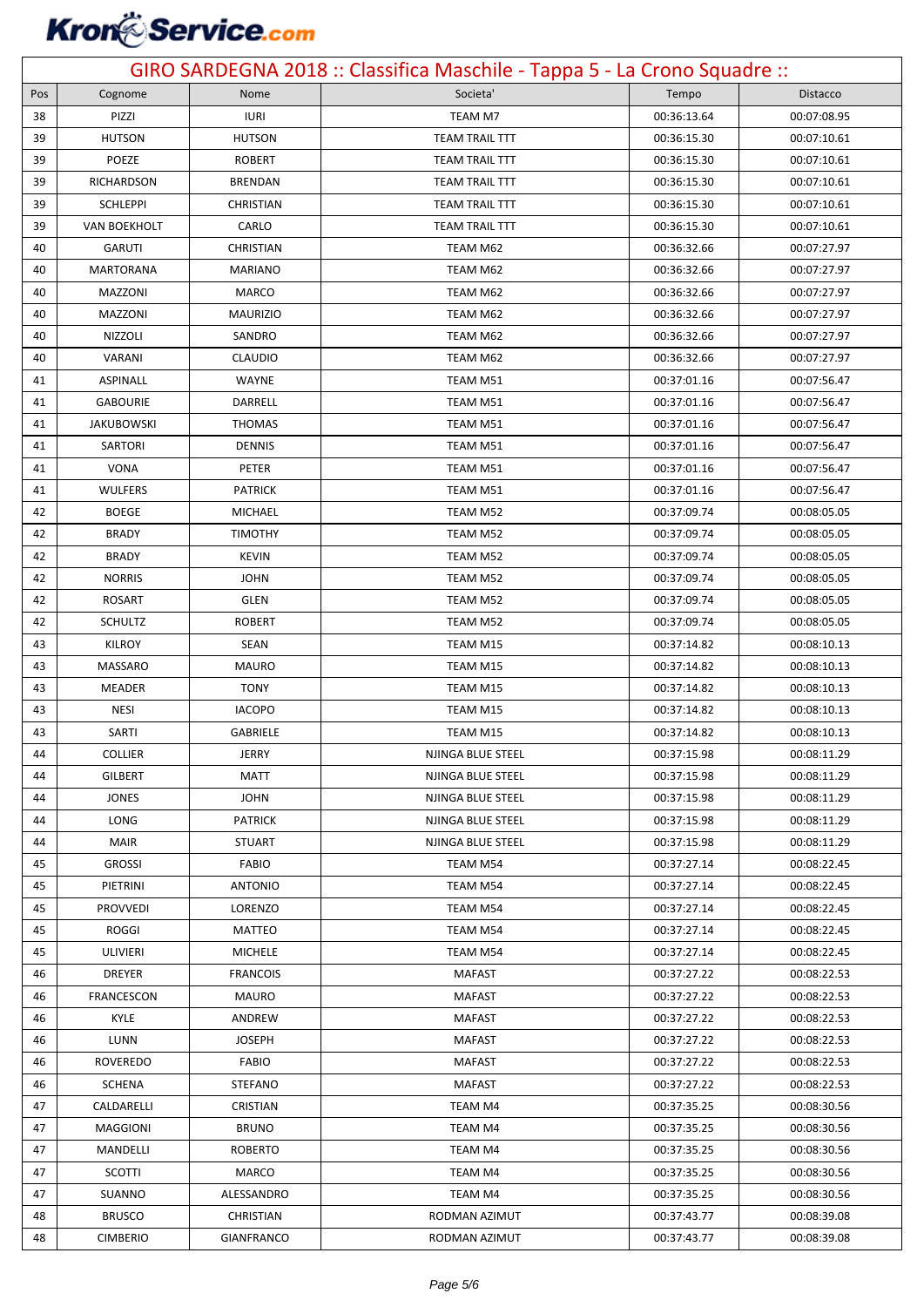# GIRO SARDEGNA 2018 :: Classifica Maschile - Tappa 5 - La Crono Squadre ::

| Pos | Cognome | Nome | Societa' | Tempo | Distacco |
|---|---|---|---|---|---|
| 38 | PIZZI | IURI | TEAM M7 | 00:36:13.64 | 00:07:08.95 |
| 39 | HUTSON | HUTSON | TEAM TRAIL TTT | 00:36:15.30 | 00:07:10.61 |
| 39 | POEZE | ROBERT | TEAM TRAIL TTT | 00:36:15.30 | 00:07:10.61 |
| 39 | RICHARDSON | BRENDAN | TEAM TRAIL TTT | 00:36:15.30 | 00:07:10.61 |
| 39 | SCHLEPPI | CHRISTIAN | TEAM TRAIL TTT | 00:36:15.30 | 00:07:10.61 |
| 39 | VAN BOEKHOLT | CARLO | TEAM TRAIL TTT | 00:36:15.30 | 00:07:10.61 |
| 40 | GARUTI | CHRISTIAN | TEAM M62 | 00:36:32.66 | 00:07:27.97 |
| 40 | MARTORANA | MARIANO | TEAM M62 | 00:36:32.66 | 00:07:27.97 |
| 40 | MAZZONI | MARCO | TEAM M62 | 00:36:32.66 | 00:07:27.97 |
| 40 | MAZZONI | MAURIZIO | TEAM M62 | 00:36:32.66 | 00:07:27.97 |
| 40 | NIZZOLI | SANDRO | TEAM M62 | 00:36:32.66 | 00:07:27.97 |
| 40 | VARANI | CLAUDIO | TEAM M62 | 00:36:32.66 | 00:07:27.97 |
| 41 | ASPINALL | WAYNE | TEAM M51 | 00:37:01.16 | 00:07:56.47 |
| 41 | GABOURIE | DARRELL | TEAM M51 | 00:37:01.16 | 00:07:56.47 |
| 41 | JAKUBOWSKI | THOMAS | TEAM M51 | 00:37:01.16 | 00:07:56.47 |
| 41 | SARTORI | DENNIS | TEAM M51 | 00:37:01.16 | 00:07:56.47 |
| 41 | VONA | PETER | TEAM M51 | 00:37:01.16 | 00:07:56.47 |
| 41 | WULFERS | PATRICK | TEAM M51 | 00:37:01.16 | 00:07:56.47 |
| 42 | BOEGE | MICHAEL | TEAM M52 | 00:37:09.74 | 00:08:05.05 |
| 42 | BRADY | TIMOTHY | TEAM M52 | 00:37:09.74 | 00:08:05.05 |
| 42 | BRADY | KEVIN | TEAM M52 | 00:37:09.74 | 00:08:05.05 |
| 42 | NORRIS | JOHN | TEAM M52 | 00:37:09.74 | 00:08:05.05 |
| 42 | ROSART | GLEN | TEAM M52 | 00:37:09.74 | 00:08:05.05 |
| 42 | SCHULTZ | ROBERT | TEAM M52 | 00:37:09.74 | 00:08:05.05 |
| 43 | KILROY | SEAN | TEAM M15 | 00:37:14.82 | 00:08:10.13 |
| 43 | MASSARO | MAURO | TEAM M15 | 00:37:14.82 | 00:08:10.13 |
| 43 | MEADER | TONY | TEAM M15 | 00:37:14.82 | 00:08:10.13 |
| 43 | NESI | IACOPO | TEAM M15 | 00:37:14.82 | 00:08:10.13 |
| 43 | SARTI | GABRIELE | TEAM M15 | 00:37:14.82 | 00:08:10.13 |
| 44 | COLLIER | JERRY | NJINGA BLUE STEEL | 00:37:15.98 | 00:08:11.29 |
| 44 | GILBERT | MATT | NJINGA BLUE STEEL | 00:37:15.98 | 00:08:11.29 |
| 44 | JONES | JOHN | NJINGA BLUE STEEL | 00:37:15.98 | 00:08:11.29 |
| 44 | LONG | PATRICK | NJINGA BLUE STEEL | 00:37:15.98 | 00:08:11.29 |
| 44 | MAIR | STUART | NJINGA BLUE STEEL | 00:37:15.98 | 00:08:11.29 |
| 45 | GROSSI | FABIO | TEAM M54 | 00:37:27.14 | 00:08:22.45 |
| 45 | PIETRINI | ANTONIO | TEAM M54 | 00:37:27.14 | 00:08:22.45 |
| 45 | PROVVEDI | LORENZO | TEAM M54 | 00:37:27.14 | 00:08:22.45 |
| 45 | ROGGI | MATTEO | TEAM M54 | 00:37:27.14 | 00:08:22.45 |
| 45 | ULIVIERI | MICHELE | TEAM M54 | 00:37:27.14 | 00:08:22.45 |
| 46 | DREYER | FRANCOIS | MAFAST | 00:37:27.22 | 00:08:22.53 |
| 46 | FRANCESCON | MAURO | MAFAST | 00:37:27.22 | 00:08:22.53 |
| 46 | KYLE | ANDREW | MAFAST | 00:37:27.22 | 00:08:22.53 |
| 46 | LUNN | JOSEPH | MAFAST | 00:37:27.22 | 00:08:22.53 |
| 46 | ROVEREDO | FABIO | MAFAST | 00:37:27.22 | 00:08:22.53 |
| 46 | SCHENA | STEFANO | MAFAST | 00:37:27.22 | 00:08:22.53 |
| 47 | CALDARELLI | CRISTIAN | TEAM M4 | 00:37:35.25 | 00:08:30.56 |
| 47 | MAGGIONI | BRUNO | TEAM M4 | 00:37:35.25 | 00:08:30.56 |
| 47 | MANDELLI | ROBERTO | TEAM M4 | 00:37:35.25 | 00:08:30.56 |
| 47 | SCOTTI | MARCO | TEAM M4 | 00:37:35.25 | 00:08:30.56 |
| 47 | SUANNO | ALESSANDRO | TEAM M4 | 00:37:35.25 | 00:08:30.56 |
| 48 | BRUSCO | CHRISTIAN | RODMAN AZIMUT | 00:37:43.77 | 00:08:39.08 |
| 48 | CIMBERIO | GIANFRANCO | RODMAN AZIMUT | 00:37:43.77 | 00:08:39.08 |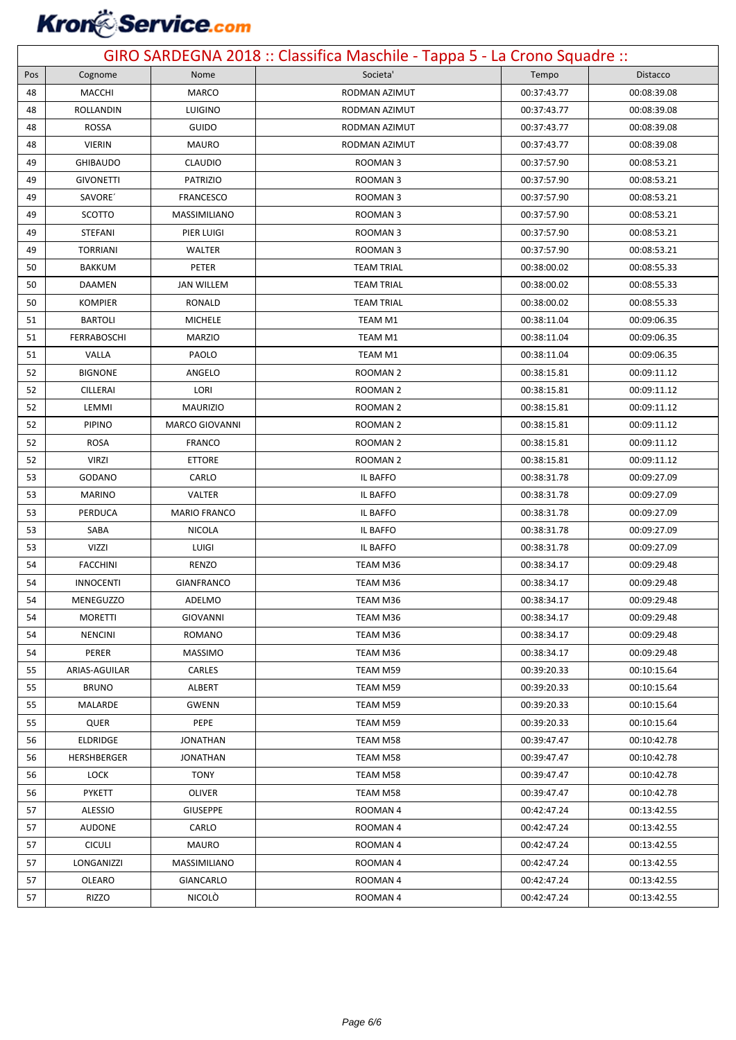## GIRO SARDEGNA 2018 :: Classifica Maschile - Tappa 5 - La Crono Squadre ::

| Pos | Cognome | Nome | Societa' | Tempo | Distacco |
|---|---|---|---|---|---|
| 48 | MACCHI | MARCO | RODMAN AZIMUT | 00:37:43.77 | 00:08:39.08 |
| 48 | ROLLANDIN | LUIGINO | RODMAN AZIMUT | 00:37:43.77 | 00:08:39.08 |
| 48 | ROSSA | GUIDO | RODMAN AZIMUT | 00:37:43.77 | 00:08:39.08 |
| 48 | VIERIN | MAURO | RODMAN AZIMUT | 00:37:43.77 | 00:08:39.08 |
| 49 | GHIBAUDO | CLAUDIO | ROOMAN 3 | 00:37:57.90 | 00:08:53.21 |
| 49 | GIVONETTI | PATRIZIO | ROOMAN 3 | 00:37:57.90 | 00:08:53.21 |
| 49 | SAVORE´ | FRANCESCO | ROOMAN 3 | 00:37:57.90 | 00:08:53.21 |
| 49 | SCOTTO | MASSIMILIANO | ROOMAN 3 | 00:37:57.90 | 00:08:53.21 |
| 49 | STEFANI | PIER LUIGI | ROOMAN 3 | 00:37:57.90 | 00:08:53.21 |
| 49 | TORRIANI | WALTER | ROOMAN 3 | 00:37:57.90 | 00:08:53.21 |
| 50 | BAKKUM | PETER | TEAM TRIAL | 00:38:00.02 | 00:08:55.33 |
| 50 | DAAMEN | JAN WILLEM | TEAM TRIAL | 00:38:00.02 | 00:08:55.33 |
| 50 | KOMPIER | RONALD | TEAM TRIAL | 00:38:00.02 | 00:08:55.33 |
| 51 | BARTOLI | MICHELE | TEAM M1 | 00:38:11.04 | 00:09:06.35 |
| 51 | FERRABOSCHI | MARZIO | TEAM M1 | 00:38:11.04 | 00:09:06.35 |
| 51 | VALLA | PAOLO | TEAM M1 | 00:38:11.04 | 00:09:06.35 |
| 52 | BIGNONE | ANGELO | ROOMAN 2 | 00:38:15.81 | 00:09:11.12 |
| 52 | CILLERAI | LORI | ROOMAN 2 | 00:38:15.81 | 00:09:11.12 |
| 52 | LEMMI | MAURIZIO | ROOMAN 2 | 00:38:15.81 | 00:09:11.12 |
| 52 | PIPINO | MARCO GIOVANNI | ROOMAN 2 | 00:38:15.81 | 00:09:11.12 |
| 52 | ROSA | FRANCO | ROOMAN 2 | 00:38:15.81 | 00:09:11.12 |
| 52 | VIRZI | ETTORE | ROOMAN 2 | 00:38:15.81 | 00:09:11.12 |
| 53 | GODANO | CARLO | IL BAFFO | 00:38:31.78 | 00:09:27.09 |
| 53 | MARINO | VALTER | IL BAFFO | 00:38:31.78 | 00:09:27.09 |
| 53 | PERDUCA | MARIO FRANCO | IL BAFFO | 00:38:31.78 | 00:09:27.09 |
| 53 | SABA | NICOLA | IL BAFFO | 00:38:31.78 | 00:09:27.09 |
| 53 | VIZZI | LUIGI | IL BAFFO | 00:38:31.78 | 00:09:27.09 |
| 54 | FACCHINI | RENZO | TEAM M36 | 00:38:34.17 | 00:09:29.48 |
| 54 | INNOCENTI | GIANFRANCO | TEAM M36 | 00:38:34.17 | 00:09:29.48 |
| 54 | MENEGUZZO | ADELMO | TEAM M36 | 00:38:34.17 | 00:09:29.48 |
| 54 | MORETTI | GIOVANNI | TEAM M36 | 00:38:34.17 | 00:09:29.48 |
| 54 | NENCINI | ROMANO | TEAM M36 | 00:38:34.17 | 00:09:29.48 |
| 54 | PERER | MASSIMO | TEAM M36 | 00:38:34.17 | 00:09:29.48 |
| 55 | ARIAS-AGUILAR | CARLES | TEAM M59 | 00:39:20.33 | 00:10:15.64 |
| 55 | BRUNO | ALBERT | TEAM M59 | 00:39:20.33 | 00:10:15.64 |
| 55 | MALARDE | GWENN | TEAM M59 | 00:39:20.33 | 00:10:15.64 |
| 55 | QUER | PEPE | TEAM M59 | 00:39:20.33 | 00:10:15.64 |
| 56 | ELDRIDGE | JONATHAN | TEAM M58 | 00:39:47.47 | 00:10:42.78 |
| 56 | HERSHBERGER | JONATHAN | TEAM M58 | 00:39:47.47 | 00:10:42.78 |
| 56 | LOCK | TONY | TEAM M58 | 00:39:47.47 | 00:10:42.78 |
| 56 | PYKETT | OLIVER | TEAM M58 | 00:39:47.47 | 00:10:42.78 |
| 57 | ALESSIO | GIUSEPPE | ROOMAN 4 | 00:42:47.24 | 00:13:42.55 |
| 57 | AUDONE | CARLO | ROOMAN 4 | 00:42:47.24 | 00:13:42.55 |
| 57 | CICULI | MAURO | ROOMAN 4 | 00:42:47.24 | 00:13:42.55 |
| 57 | LONGANIZZI | MASSIMILIANO | ROOMAN 4 | 00:42:47.24 | 00:13:42.55 |
| 57 | OLEARO | GIANCARLO | ROOMAN 4 | 00:42:47.24 | 00:13:42.55 |
| 57 | RIZZO | NICOLÒ | ROOMAN 4 | 00:42:47.24 | 00:13:42.55 |